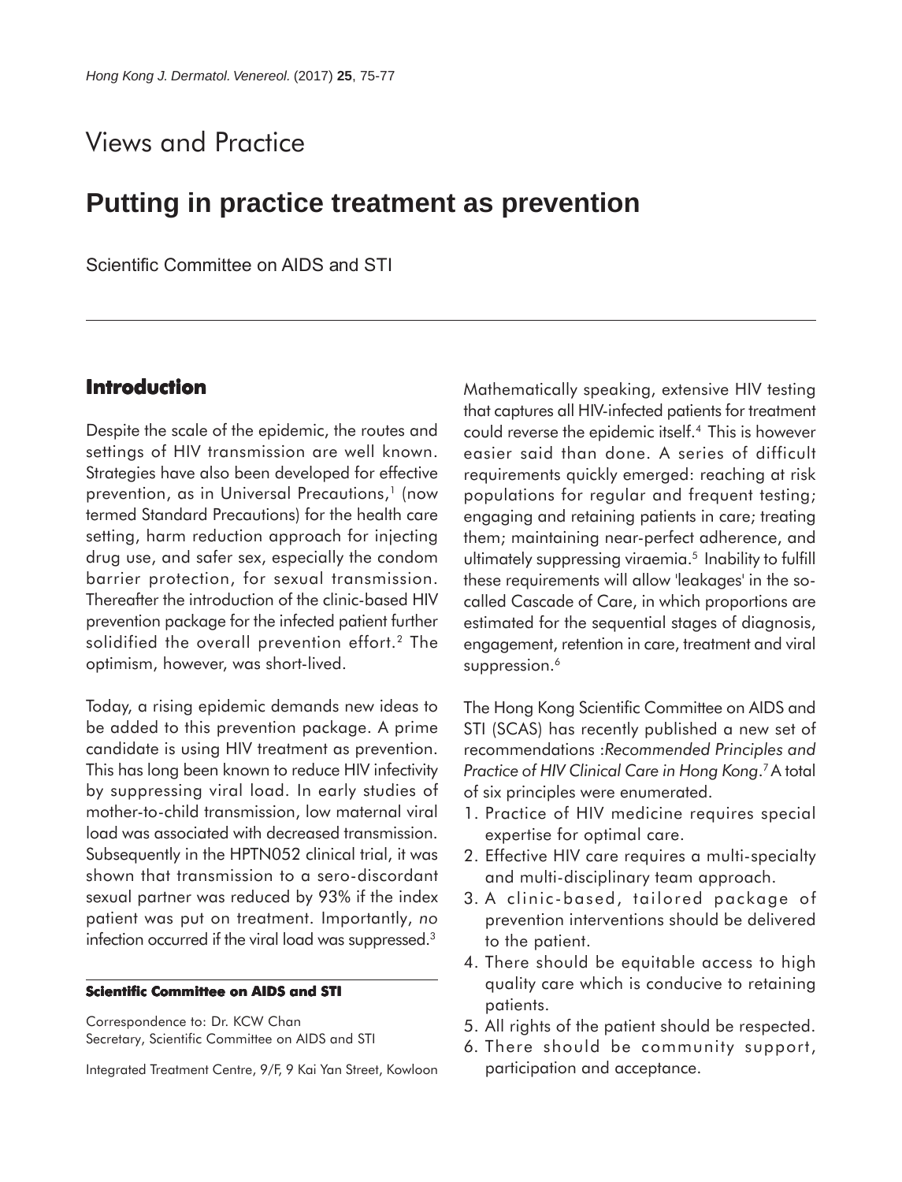Views and Practice

# Putting in practice treatment as prevention

Scientific Committee on AIDS and STI

## Introduction

Despite the scale of the epidemic, the routes and settings of HIV transmission are well known. Strategies have also been developed for effective prevention, as in Universal Precautions,[1] (now termed Standard Precautions) for the health care setting, harm reduction approach for injecting drug use, and safer sex, especially the condom barrier protection, for sexual transmission. Thereafter the introduction of the clinic-based HIV prevention package for the infected patient further solidified the overall prevention effort.[2] The optimism, however, was short-lived.

Today, a rising epidemic demands new ideas to be added to this prevention package. A prime candidate is using HIV treatment as prevention. This has long been known to reduce HIV infectivity by suppressing viral load. In early studies of mother-to-child transmission, low maternal viral load was associated with decreased transmission. Subsequently in the HPTN052 clinical trial, it was shown that transmission to a sero-discordant sexual partner was reduced by 93% if the index patient was put on treatment. Importantly, *no* infection occurred if the viral load was suppressed.[3]

Mathematically speaking, extensive HIV testing that captures all HIV-infected patients for treatment could reverse the epidemic itself.[4] This is however easier said than done. A series of difficult requirements quickly emerged: reaching at risk populations for regular and frequent testing; engaging and retaining patients in care; treating them; maintaining near-perfect adherence, and ultimately suppressing viraemia.[5] Inability to fulfill these requirements will allow 'leakages' in the so-called Cascade of Care, in which proportions are estimated for the sequential stages of diagnosis, engagement, retention in care, treatment and viral suppression.[6]

The Hong Kong Scientific Committee on AIDS and STI (SCAS) has recently published a new set of recommendations :*Recommended Principles and Practice of HIV Clinical Care in Hong Kong*.[7] A total of six principles were enumerated.

1. Practice of HIV medicine requires special expertise for optimal care.
2. Effective HIV care requires a multi-specialty and multi-disciplinary team approach.
3. A clinic-based, tailored package of prevention interventions should be delivered to the patient.
4. There should be equitable access to high quality care which is conducive to retaining patients.
5. All rights of the patient should be respected.
6. There should be community support, participation and acceptance.

**Scientific Committee on AIDS and STI**

Correspondence to: Dr. KCW Chan
Secretary, Scientific Committee on AIDS and STI

Integrated Treatment Centre, 9/F, 9 Kai Yan Street, Kowloon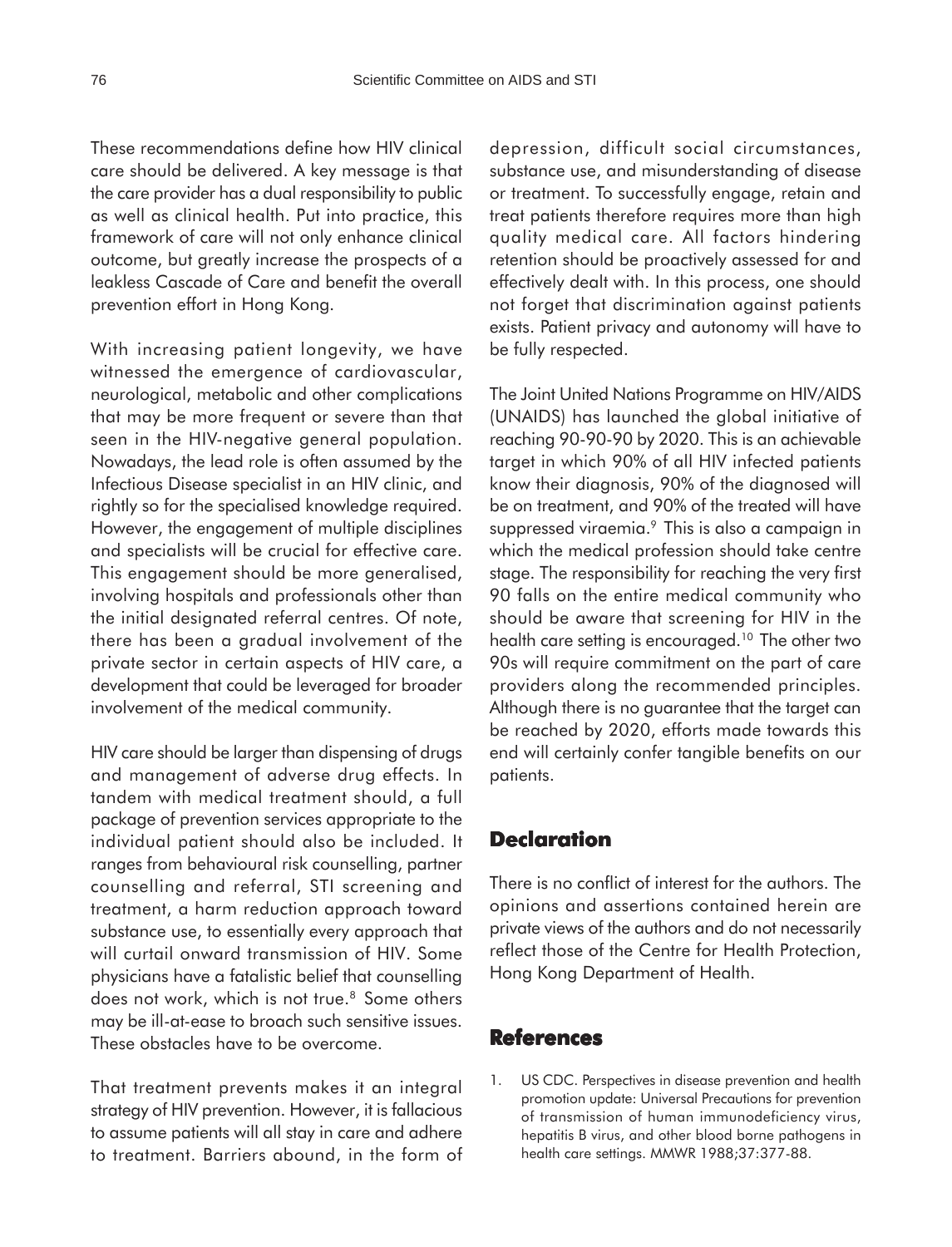These recommendations define how HIV clinical care should be delivered. A key message is that the care provider has a dual responsibility to public as well as clinical health. Put into practice, this framework of care will not only enhance clinical outcome, but greatly increase the prospects of a leakless Cascade of Care and benefit the overall prevention effort in Hong Kong.

With increasing patient longevity, we have witnessed the emergence of cardiovascular, neurological, metabolic and other complications that may be more frequent or severe than that seen in the HIV-negative general population. Nowadays, the lead role is often assumed by the Infectious Disease specialist in an HIV clinic, and rightly so for the specialised knowledge required. However, the engagement of multiple disciplines and specialists will be crucial for effective care. This engagement should be more generalised, involving hospitals and professionals other than the initial designated referral centres. Of note, there has been a gradual involvement of the private sector in certain aspects of HIV care, a development that could be leveraged for broader involvement of the medical community.

HIV care should be larger than dispensing of drugs and management of adverse drug effects. In tandem with medical treatment should, a full package of prevention services appropriate to the individual patient should also be included. It ranges from behavioural risk counselling, partner counselling and referral, STI screening and treatment, a harm reduction approach toward substance use, to essentially every approach that will curtail onward transmission of HIV. Some physicians have a fatalistic belief that counselling does not work, which is not true.[8] Some others may be ill-at-ease to broach such sensitive issues. These obstacles have to be overcome.

That treatment prevents makes it an integral strategy of HIV prevention. However, it is fallacious to assume patients will all stay in care and adhere to treatment. Barriers abound, in the form of depression, difficult social circumstances, substance use, and misunderstanding of disease or treatment. To successfully engage, retain and treat patients therefore requires more than high quality medical care. All factors hindering retention should be proactively assessed for and effectively dealt with. In this process, one should not forget that discrimination against patients exists. Patient privacy and autonomy will have to be fully respected.

The Joint United Nations Programme on HIV/AIDS (UNAIDS) has launched the global initiative of reaching 90-90-90 by 2020. This is an achievable target in which 90% of all HIV infected patients know their diagnosis, 90% of the diagnosed will be on treatment, and 90% of the treated will have suppressed viraemia.[9] This is also a campaign in which the medical profession should take centre stage. The responsibility for reaching the very first 90 falls on the entire medical community who should be aware that screening for HIV in the health care setting is encouraged.[10] The other two 90s will require commitment on the part of care providers along the recommended principles. Although there is no guarantee that the target can be reached by 2020, efforts made towards this end will certainly confer tangible benefits on our patients.

## Declaration

There is no conflict of interest for the authors. The opinions and assertions contained herein are private views of the authors and do not necessarily reflect those of the Centre for Health Protection, Hong Kong Department of Health.

## References

1. US CDC. Perspectives in disease prevention and health promotion update: Universal Precautions for prevention of transmission of human immunodeficiency virus, hepatitis B virus, and other blood borne pathogens in health care settings. MMWR 1988;37:377-88.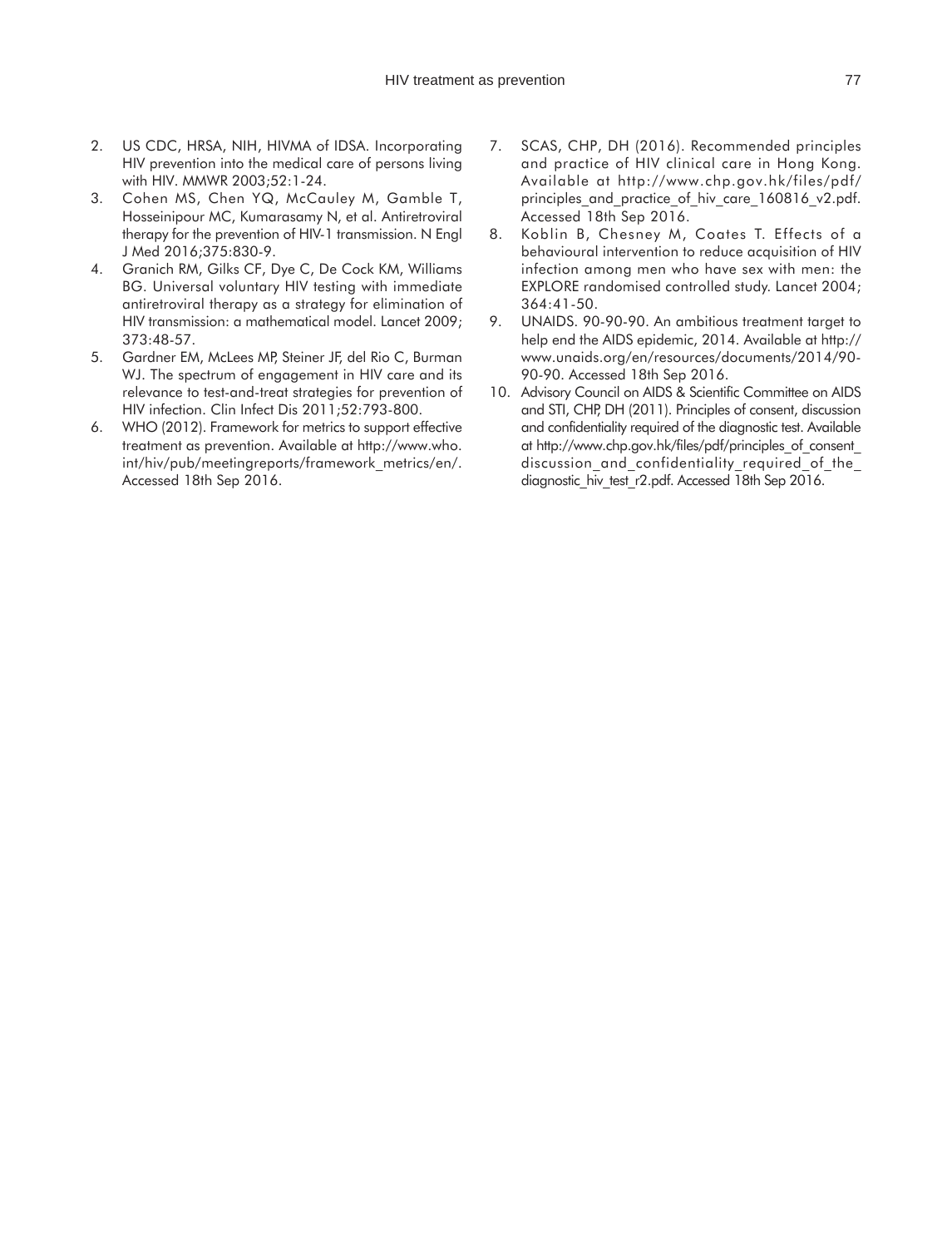2. US CDC, HRSA, NIH, HIVMA of IDSA. Incorporating HIV prevention into the medical care of persons living with HIV. MMWR 2003;52:1-24.
3. Cohen MS, Chen YQ, McCauley M, Gamble T, Hosseinipour MC, Kumarasamy N, et al. Antiretroviral therapy for the prevention of HIV-1 transmission. N Engl J Med 2016;375:830-9.
4. Granich RM, Gilks CF, Dye C, De Cock KM, Williams BG. Universal voluntary HIV testing with immediate antiretroviral therapy as a strategy for elimination of HIV transmission: a mathematical model. Lancet 2009; 373:48-57.
5. Gardner EM, McLees MP, Steiner JF, del Rio C, Burman WJ. The spectrum of engagement in HIV care and its relevance to test-and-treat strategies for prevention of HIV infection. Clin Infect Dis 2011;52:793-800.
6. WHO (2012). Framework for metrics to support effective treatment as prevention. Available at http://www.who.int/hiv/pub/meetingreports/framework_metrics/en/. Accessed 18th Sep 2016.
7. SCAS, CHP, DH (2016). Recommended principles and practice of HIV clinical care in Hong Kong. Available at http://www.chp.gov.hk/files/pdf/principles_and_practice_of_hiv_care_160816_v2.pdf. Accessed 18th Sep 2016.
8. Koblin B, Chesney M, Coates T. Effects of a behavioural intervention to reduce acquisition of HIV infection among men who have sex with men: the EXPLORE randomised controlled study. Lancet 2004; 364:41-50.
9. UNAIDS. 90-90-90. An ambitious treatment target to help end the AIDS epidemic, 2014. Available at http://www.unaids.org/en/resources/documents/2014/90-90-90. Accessed 18th Sep 2016.
10. Advisory Council on AIDS & Scientific Committee on AIDS and STI, CHP, DH (2011). Principles of consent, discussion and confidentiality required of the diagnostic test. Available at http://www.chp.gov.hk/files/pdf/principles_of_consent_discussion_and_confidentiality_required_of_the_diagnostic_hiv_test_r2.pdf. Accessed 18th Sep 2016.